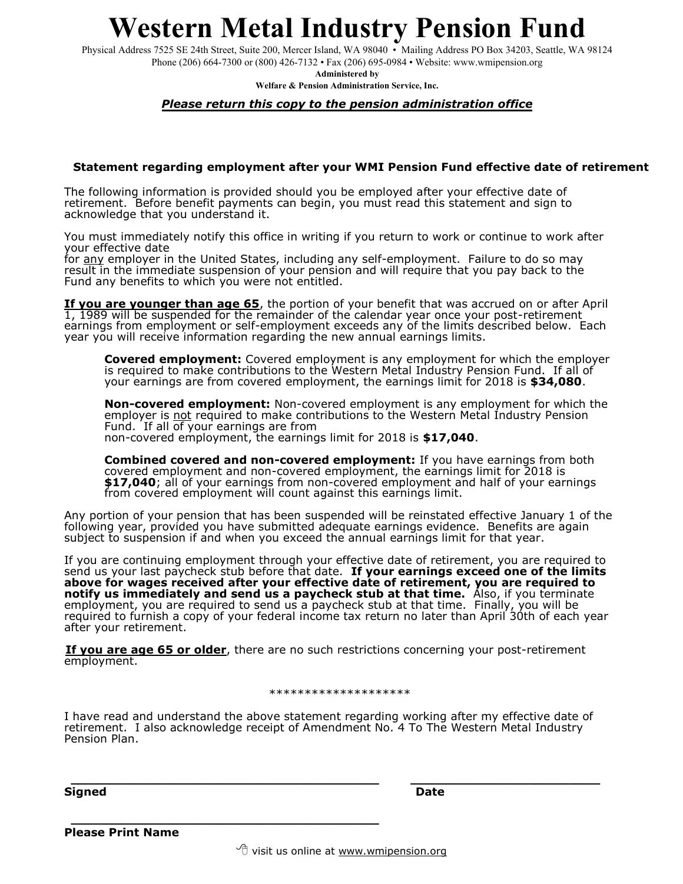# Western Metal Industry Pension Fund

Physical Address 7525 SE 24th Street, Suite 200, Mercer Island, WA 98040 • Mailing Address PO Box 34203, Seattle, WA 98124
Phone (206) 664-7300 or (800) 426-7132 • Fax (206) 695-0984 • Website: www.wmipension.org

**Administered by**

**Welfare & Pension Administration Service, Inc.**

***Please return this copy to the pension administration office***

### Statement regarding employment after your WMI Pension Fund effective date of retirement

The following information is provided should you be employed after your effective date of retirement. Before benefit payments can begin, you must read this statement and sign to acknowledge that you understand it.

You must immediately notify this office in writing if you return to work or continue to work after your effective date for any employer in the United States, including any self-employment. Failure to do so may result in the immediate suspension of your pension and will require that you pay back to the Fund any benefits to which you were not entitled.

**If you are younger than age 65**, the portion of your benefit that was accrued on or after April 1, 1989 will be suspended for the remainder of the calendar year once your post-retirement earnings from employment or self-employment exceeds any of the limits described below. Each year you will receive information regarding the new annual earnings limits.

> **Covered employment:** Covered employment is any employment for which the employer is required to make contributions to the Western Metal Industry Pension Fund. If all of your earnings are from covered employment, the earnings limit for 2018 is **$34,080**.
>
> **Non-covered employment:** Non-covered employment is any employment for which the employer is not required to make contributions to the Western Metal Industry Pension Fund. If all of your earnings are from non-covered employment, the earnings limit for 2018 is **$17,040**.
>
> **Combined covered and non-covered employment:** If you have earnings from both covered employment and non-covered employment, the earnings limit for 2018 is **$17,040**; all of your earnings from non-covered employment and half of your earnings from covered employment will count against this earnings limit.

Any portion of your pension that has been suspended will be reinstated effective January 1 of the following year, provided you have submitted adequate earnings evidence. Benefits are again subject to suspension if and when you exceed the annual earnings limit for that year.

If you are continuing employment through your effective date of retirement, you are required to send us your last paycheck stub before that date. **If your earnings exceed one of the limits above for wages received after your effective date of retirement, you are required to notify us immediately and send us a paycheck stub at that time.** Also, if you terminate employment, you are required to send us a paycheck stub at that time. Finally, you will be required to furnish a copy of your federal income tax return no later than April 30th of each year after your retirement.

**If you are age 65 or older**, there are no such restrictions concerning your post-retirement employment.

********************

I have read and understand the above statement regarding working after my effective date of retirement. I also acknowledge receipt of Amendment No. 4 To The Western Metal Industry Pension Plan.

\_\_\_\_\_\_\_\_\_\_\_\_\_\_\_\_\_\_\_\_\_\_\_\_\_\_\_\_\_\_\_\_\_\_\_\_\_\_ \_\_\_\_\_\_\_\_\_\_\_\_\_\_\_\_\_\_\_\_\_\_\_\_

**Signed** **Date**

\_\_\_\_\_\_\_\_\_\_\_\_\_\_\_\_\_\_\_\_\_\_\_\_\_\_\_\_\_\_\_\_\_\_\_\_\_\_

**Please Print Name**

visit us online at www.wmipension.org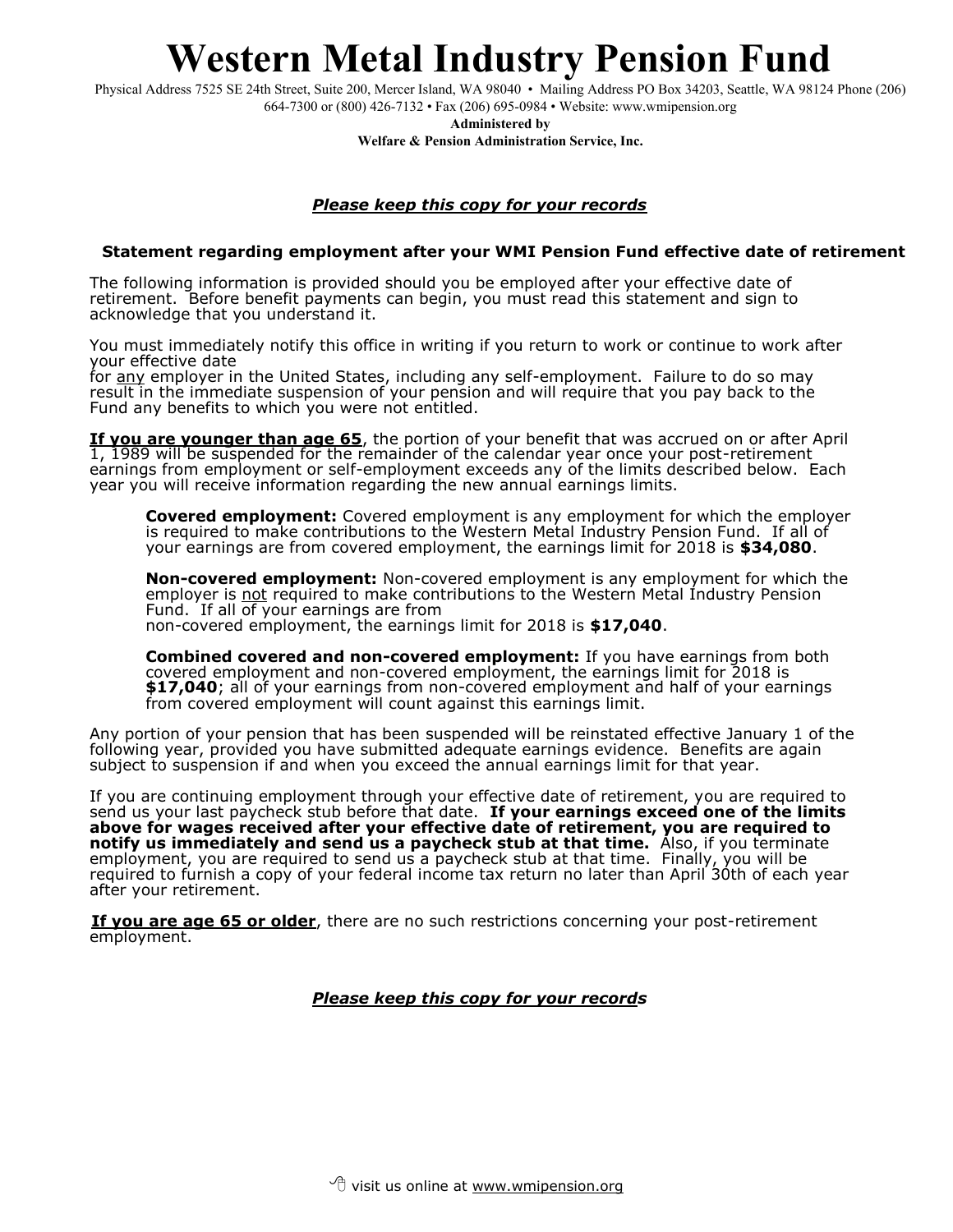# Western Metal Industry Pension Fund

Physical Address 7525 SE 24th Street, Suite 200, Mercer Island, WA 98040 • Mailing Address PO Box 34203, Seattle, WA 98124 Phone (206) 664-7300 or (800) 426-7132 • Fax (206) 695-0984 • Website: www.wmipension.org

**Administered by**

**Welfare & Pension Administration Service, Inc.**

***Please keep this copy for your records***

### Statement regarding employment after your WMI Pension Fund effective date of retirement

The following information is provided should you be employed after your effective date of retirement. Before benefit payments can begin, you must read this statement and sign to acknowledge that you understand it.

You must immediately notify this office in writing if you return to work or continue to work after your effective date for any employer in the United States, including any self-employment. Failure to do so may result in the immediate suspension of your pension and will require that you pay back to the Fund any benefits to which you were not entitled.

**If you are younger than age 65**, the portion of your benefit that was accrued on or after April 1, 1989 will be suspended for the remainder of the calendar year once your post-retirement earnings from employment or self-employment exceeds any of the limits described below. Each year you will receive information regarding the new annual earnings limits.

> **Covered employment:** Covered employment is any employment for which the employer is required to make contributions to the Western Metal Industry Pension Fund. If all of your earnings are from covered employment, the earnings limit for 2018 is **$34,080**.
>
> **Non-covered employment:** Non-covered employment is any employment for which the employer is not required to make contributions to the Western Metal Industry Pension Fund. If all of your earnings are from non-covered employment, the earnings limit for 2018 is **$17,040**.
>
> **Combined covered and non-covered employment:** If you have earnings from both covered employment and non-covered employment, the earnings limit for 2018 is **$17,040**; all of your earnings from non-covered employment and half of your earnings from covered employment will count against this earnings limit.

Any portion of your pension that has been suspended will be reinstated effective January 1 of the following year, provided you have submitted adequate earnings evidence. Benefits are again subject to suspension if and when you exceed the annual earnings limit for that year.

If you are continuing employment through your effective date of retirement, you are required to send us your last paycheck stub before that date. **If your earnings exceed one of the limits above for wages received after your effective date of retirement, you are required to notify us immediately and send us a paycheck stub at that time.** Also, if you terminate employment, you are required to send us a paycheck stub at that time. Finally, you will be required to furnish a copy of your federal income tax return no later than April 30th of each year after your retirement.

**If you are age 65 or older**, there are no such restrictions concerning your post-retirement employment.

***Please keep this copy for your records***

visit us online at www.wmipension.org